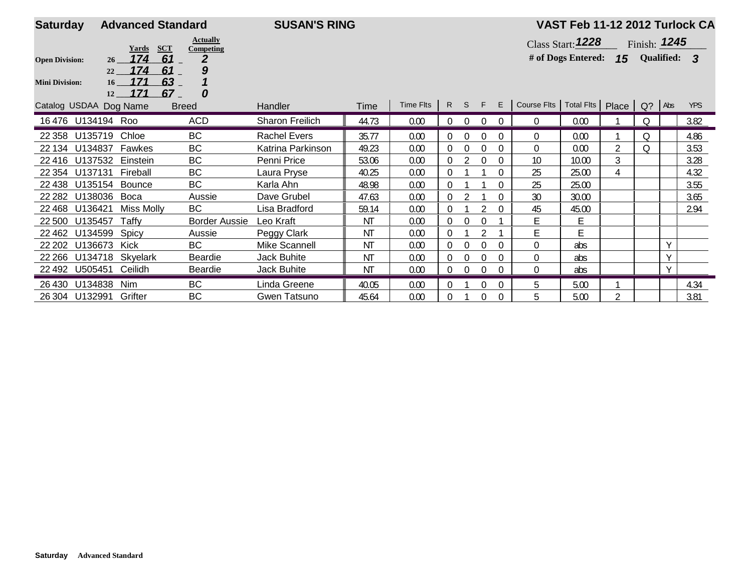**Saturday** **Advanced Standard** **SUSAN'S RING** **VAST Feb 11-12 2012 Turlock CA**

| | Yards | SCT | Actually Competing |
|---|---|---|---|
| **Open Division:** 26 | 174 | 61 | 2 |
| 22 | 174 | 61 | 9 |
| **Mini Division:** 16 | 171 | 63 | 1 |
| 12 | 171 | 67 | 0 |

Class Start: **1228** Finish: **1245**

**# of Dogs Entered: 15** **Qualified: 3**

| Catalog | USDAA | Dog Name | Breed | Handler | Time | Time Flts | R | S | F | E | Course Flts | Total Flts | Place | Q? | Abs | YPS |
|---|---|---|---|---|---|---|---|---|---|---|---|---|---|---|---|---|
| 16 476 | U134194 | Roo | ACD | Sharon Freilich | 44.73 | 0.00 | 0 | 0 | 0 | 0 | 0 | 0.00 | 1 | Q | | 3.82 |
| 22 358 | U135719 | Chloe | BC | Rachel Evers | 35.77 | 0.00 | 0 | 0 | 0 | 0 | 0 | 0.00 | 1 | Q | | 4.86 |
| 22 134 | U134837 | Fawkes | BC | Katrina Parkinson | 49.23 | 0.00 | 0 | 0 | 0 | 0 | 0 | 0.00 | 2 | Q | | 3.53 |
| 22 416 | U137532 | Einstein | BC | Penni Price | 53.06 | 0.00 | 0 | 2 | 0 | 0 | 10 | 10.00 | 3 | | | 3.28 |
| 22 354 | U137131 | Fireball | BC | Laura Pryse | 40.25 | 0.00 | 0 | 1 | 1 | 0 | 25 | 25.00 | 4 | | | 4.32 |
| 22 438 | U135154 | Bounce | BC | Karla Ahn | 48.98 | 0.00 | 0 | 1 | 1 | 0 | 25 | 25.00 | | | | 3.55 |
| 22 282 | U138036 | Boca | Aussie | Dave Grubel | 47.63 | 0.00 | 0 | 2 | 1 | 0 | 30 | 30.00 | | | | 3.65 |
| 22 468 | U136421 | Miss Molly | BC | Lisa Bradford | 59.14 | 0.00 | 0 | 1 | 2 | 0 | 45 | 45.00 | | | | 2.94 |
| 22 500 | U135457 | Taffy | Border Aussie | Leo Kraft | NT | 0.00 | 0 | 0 | 0 | 1 | E | E | | | | |
| 22 462 | U134599 | Spicy | Aussie | Peggy Clark | NT | 0.00 | 0 | 1 | 2 | 1 | E | E | | | | |
| 22 202 | U136673 | Kick | BC | Mike Scannell | NT | 0.00 | 0 | 0 | 0 | 0 | 0 | abs | | | Y | |
| 22 266 | U134718 | Skyelark | Beardie | Jack Buhite | NT | 0.00 | 0 | 0 | 0 | 0 | 0 | abs | | | Y | |
| 22 492 | U505451 | Ceilidh | Beardie | Jack Buhite | NT | 0.00 | 0 | 0 | 0 | 0 | 0 | abs | | | Y | |
| 26 430 | U134838 | Nim | BC | Linda Greene | 40.05 | 0.00 | 0 | 1 | 0 | 0 | 5 | 5.00 | 1 | | | 4.34 |
| 26 304 | U132991 | Grifter | BC | Gwen Tatsuno | 45.64 | 0.00 | 0 | 1 | 0 | 0 | 5 | 5.00 | 2 | | | 3.81 |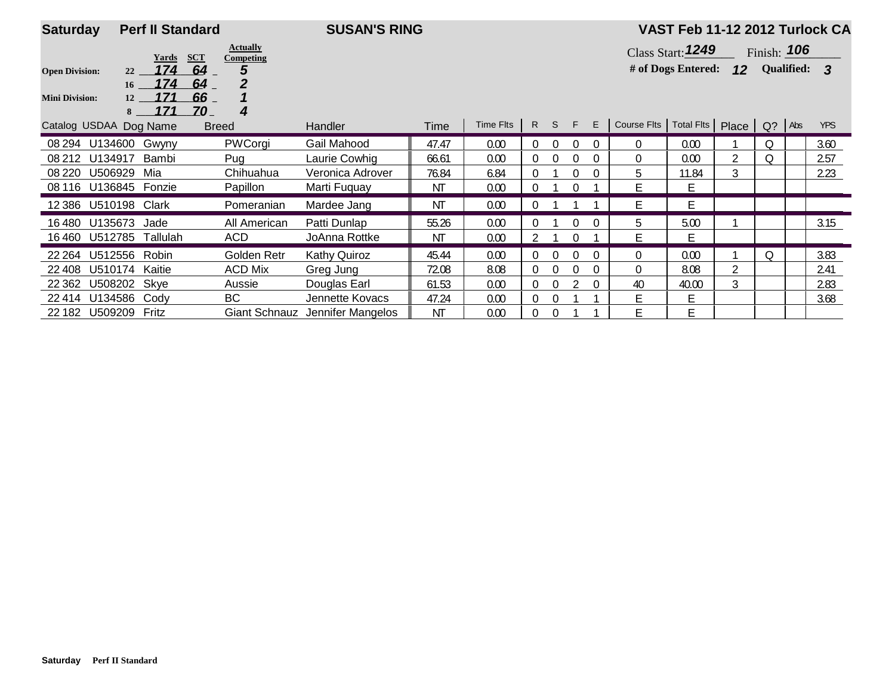**Saturday** **Perf II Standard** **SUSAN'S RING** **VAST Feb 11-12 2012 Turlock CA**

| | | Yards | SCT | Actually Competing |
|---|---|---|---|---|
| **Open Division:** | 22 | 174 | 64 | 5 |
| | 16 | 174 | 64 | 2 |
| **Mini Division:** | 12 | 171 | 66 | 1 |
| | 8 | 171 | 70 | 4 |

Class Start: **1249** Finish: **106**

**# of Dogs Entered:** **12** **Qualified:** **3**

| Catalog | USDAA | Dog Name | Breed | Handler | Time | Time Flts | R | S | F | E | Course Flts | Total Flts | Place | Q? | Abs | YPS |
|---|---|---|---|---|---|---|---|---|---|---|---|---|---|---|---|---|
| 08 294 | U134600 | Gwyny | PWCorgi | Gail Mahood | 47.47 | 0.00 | 0 | 0 | 0 | 0 | 0 | 0.00 | 1 | Q | | 3.60 |
| 08 212 | U134917 | Bambi | Pug | Laurie Cowhig | 66.61 | 0.00 | 0 | 0 | 0 | 0 | 0 | 0.00 | 2 | Q | | 2.57 |
| 08 220 | U506929 | Mia | Chihuahua | Veronica Adrover | 76.84 | 6.84 | 0 | 1 | 0 | 0 | 5 | 11.84 | 3 | | | 2.23 |
| 08 116 | U136845 | Fonzie | Papillon | Marti Fuquay | NT | 0.00 | 0 | 1 | 0 | 1 | E | E | | | | |
| 12 386 | U510198 | Clark | Pomeranian | Mardee Jang | NT | 0.00 | 0 | 1 | 1 | 1 | E | E | | | | |
| 16 480 | U135673 | Jade | All American | Patti Dunlap | 55.26 | 0.00 | 0 | 1 | 0 | 0 | 5 | 5.00 | 1 | | | 3.15 |
| 16 460 | U512785 | Tallulah | ACD | JoAnna Rottke | NT | 0.00 | 2 | 1 | 0 | 1 | E | E | | | | |
| 22 264 | U512556 | Robin | Golden Retr | Kathy Quiroz | 45.44 | 0.00 | 0 | 0 | 0 | 0 | 0 | 0.00 | 1 | Q | | 3.83 |
| 22 408 | U510174 | Kaitie | ACD Mix | Greg Jung | 72.08 | 8.08 | 0 | 0 | 0 | 0 | 0 | 8.08 | 2 | | | 2.41 |
| 22 362 | U508202 | Skye | Aussie | Douglas Earl | 61.53 | 0.00 | 0 | 0 | 2 | 0 | 40 | 40.00 | 3 | | | 2.83 |
| 22 414 | U134586 | Cody | BC | Jennette Kovacs | 47.24 | 0.00 | 0 | 0 | 1 | 1 | E | E | | | | 3.68 |
| 22 182 | U509209 | Fritz | Giant Schnauz | Jennifer Mangelos | NT | 0.00 | 0 | 0 | 1 | 1 | E | E | | | | |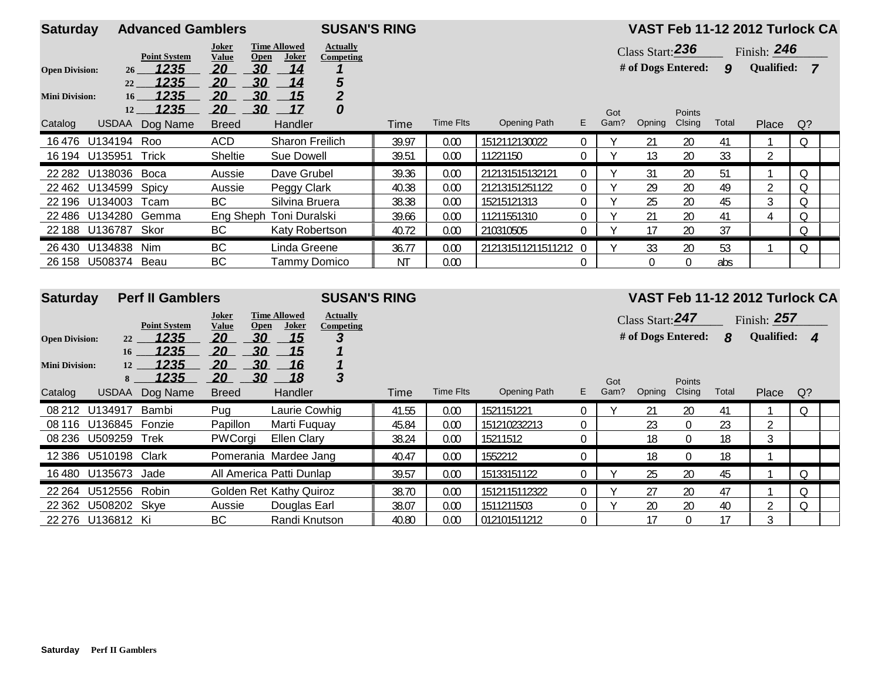## Saturday Advanced Gamblers — SUSAN'S RING — VAST Feb 11-12 2012 Turlock CA

Class Start: 236 Finish: 246

\# of Dogs Entered: 9 Qualified: 7

| Division | Height | Point System | Joker Value | Time Allowed Open | Time Allowed Joker | Actually Competing |
|---|---|---|---|---|---|---|
| Open Division: | 26 | 1235 | 20 | 30 | 14 | 1 |
| | 22 | 1235 | 20 | 30 | 14 | 5 |
| Mini Division: | 16 | 1235 | 20 | 30 | 15 | 2 |
| | 12 | 1235 | 20 | 30 | 17 | 0 |

| Catalog | USDAA | Dog Name | Breed | Handler | Time | Time Flts | Opening Path | E | Got Gam? | Opning | Points Clsing | Total | Place | Q? |
|---|---|---|---|---|---|---|---|---|---|---|---|---|---|---|
| 16 476 | U134194 | Roo | ACD | Sharon Freilich | 39.97 | 0.00 | 1512112130022 | 0 | Y | 21 | 20 | 41 | 1 | Q |
| 16 194 | U135951 | Trick | Sheltie | Sue Dowell | 39.51 | 0.00 | 11221150 | 0 | Y | 13 | 20 | 33 | 2 | |
| 22 282 | U138036 | Boca | Aussie | Dave Grubel | 39.36 | 0.00 | 212131515132121 | 0 | Y | 31 | 20 | 51 | 1 | Q |
| 22 462 | U134599 | Spicy | Aussie | Peggy Clark | 40.38 | 0.00 | 21213151251122 | 0 | Y | 29 | 20 | 49 | 2 | Q |
| 22 196 | U134003 | Tcam | BC | Silvina Bruera | 38.38 | 0.00 | 15215121313 | 0 | Y | 25 | 20 | 45 | 3 | Q |
| 22 486 | U134280 | Gemma | Eng Sheph | Toni Duralski | 39.66 | 0.00 | 11211551310 | 0 | Y | 21 | 20 | 41 | 4 | Q |
| 22 188 | U136787 | Skor | BC | Katy Robertson | 40.72 | 0.00 | 210310505 | 0 | Y | 17 | 20 | 37 | | Q |
| 26 430 | U134838 | Nim | BC | Linda Greene | 36.77 | 0.00 | 212131511211511212 | 0 | Y | 33 | 20 | 53 | 1 | Q |
| 26 158 | U508374 | Beau | BC | Tammy Domico | NT | 0.00 | | 0 | | 0 | 0 | abs | | |

## Saturday Perf II Gamblers — SUSAN'S RING — VAST Feb 11-12 2012 Turlock CA

Class Start: 247 Finish: 257

\# of Dogs Entered: 8 Qualified: 4

| Division | Height | Point System | Joker Value | Time Allowed Open | Time Allowed Joker | Actually Competing |
|---|---|---|---|---|---|---|
| Open Division: | 22 | 1235 | 20 | 30 | 15 | 3 |
| | 16 | 1235 | 20 | 30 | 15 | 1 |
| Mini Division: | 12 | 1235 | 20 | 30 | 16 | 1 |
| | 8 | 1235 | 20 | 30 | 18 | 3 |

| Catalog | USDAA | Dog Name | Breed | Handler | Time | Time Flts | Opening Path | E | Got Gam? | Opning | Points Clsing | Total | Place | Q? |
|---|---|---|---|---|---|---|---|---|---|---|---|---|---|---|
| 08 212 | U134917 | Bambi | Pug | Laurie Cowhig | 41.55 | 0.00 | 1521151221 | 0 | Y | 21 | 20 | 41 | 1 | Q |
| 08 116 | U136845 | Fonzie | Papillon | Marti Fuquay | 45.84 | 0.00 | 151210232213 | 0 | | 23 | 0 | 23 | 2 | |
| 08 236 | U509259 | Trek | PWCorgi | Ellen Clary | 38.24 | 0.00 | 15211512 | 0 | | 18 | 0 | 18 | 3 | |
| 12 386 | U510198 | Clark | Pomerania | Mardee Jang | 40.47 | 0.00 | 1552212 | 0 | | 18 | 0 | 18 | 1 | |
| 16 480 | U135673 | Jade | All America | Patti Dunlap | 39.57 | 0.00 | 15133151122 | 0 | Y | 25 | 20 | 45 | 1 | Q |
| 22 264 | U512556 | Robin | Golden Ret | Kathy Quiroz | 38.70 | 0.00 | 1512115112322 | 0 | Y | 27 | 20 | 47 | 1 | Q |
| 22 362 | U508202 | Skye | Aussie | Douglas Earl | 38.07 | 0.00 | 1511211503 | 0 | Y | 20 | 20 | 40 | 2 | Q |
| 22 276 | U136812 | Ki | BC | Randi Knutson | 40.80 | 0.00 | 012101511212 | 0 | | 17 | 0 | 17 | 3 | |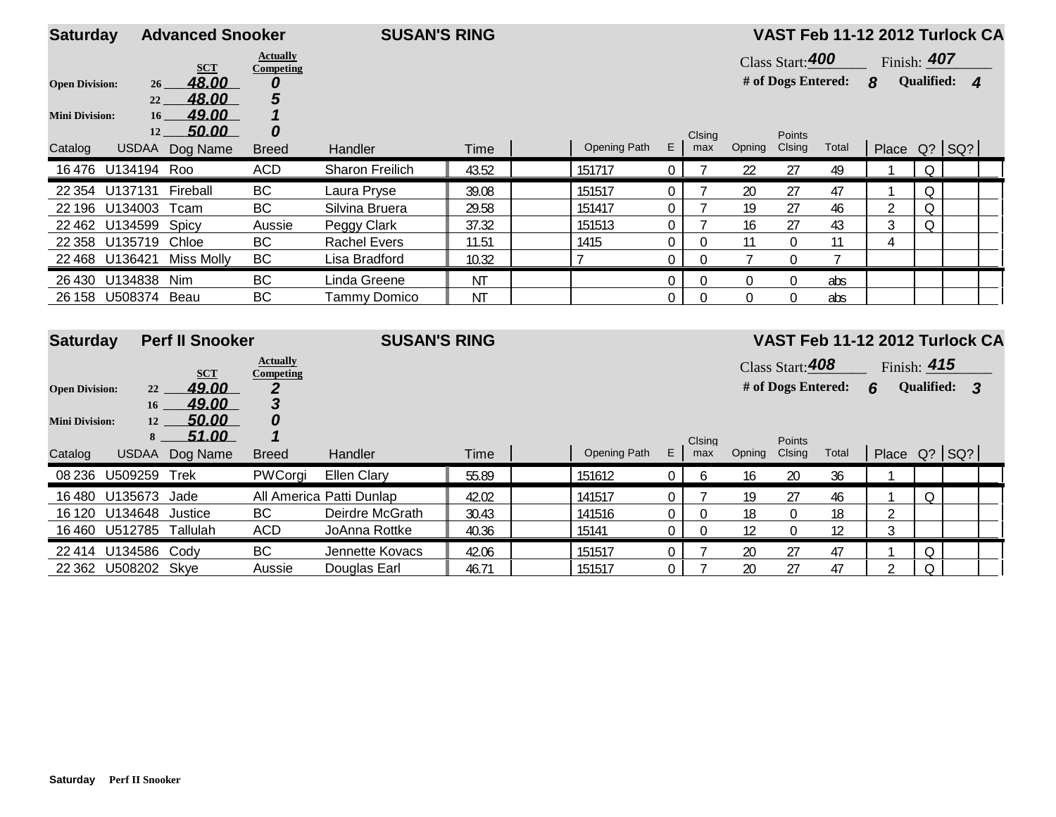## Saturday Advanced Snooker — SUSAN'S RING — VAST Feb 11-12 2012 Turlock CA

| | | SCT | Actually Competing |
|---|---|---|---|
| Open Division: | 26 | 48.00 | 0 |
| | 22 | 48.00 | 5 |
| Mini Division: | 16 | 49.00 | 1 |
| | 12 | 50.00 | 0 |

Class Start: 400 Finish: 407

# of Dogs Entered: 8 Qualified: 4

| Catalog | USDAA | Dog Name | Breed | Handler | Time | | Opening Path | E | Clsing max | Opning | Points Clsing | Total | Place | Q? | SQ? | |
|---|---|---|---|---|---|---|---|---|---|---|---|---|---|---|---|---|
| 16 476 | U134194 | Roo | ACD | Sharon Freilich | 43.52 | | 151717 | 0 | 7 | 22 | 27 | 49 | 1 | Q | | |
| 22 354 | U137131 | Fireball | BC | Laura Pryse | 39.08 | | 151517 | 0 | 7 | 20 | 27 | 47 | 1 | Q | | |
| 22 196 | U134003 | Tcam | BC | Silvina Bruera | 29.58 | | 151417 | 0 | 7 | 19 | 27 | 46 | 2 | Q | | |
| 22 462 | U134599 | Spicy | Aussie | Peggy Clark | 37.32 | | 151513 | 0 | 7 | 16 | 27 | 43 | 3 | Q | | |
| 22 358 | U135719 | Chloe | BC | Rachel Evers | 11.51 | | 1415 | 0 | 0 | 11 | 0 | 11 | 4 | | | |
| 22 468 | U136421 | Miss Molly | BC | Lisa Bradford | 10.32 | | 7 | 0 | 0 | 7 | 0 | 7 | | | | |
| 26 430 | U134838 | Nim | BC | Linda Greene | NT | | | 0 | 0 | 0 | 0 | abs | | | | |
| 26 158 | U508374 | Beau | BC | Tammy Domico | NT | | | 0 | 0 | 0 | 0 | abs | | | | |

## Saturday Perf II Snooker — SUSAN'S RING — VAST Feb 11-12 2012 Turlock CA

| | | SCT | Actually Competing |
|---|---|---|---|
| Open Division: | 22 | 49.00 | 2 |
| | 16 | 49.00 | 3 |
| Mini Division: | 12 | 50.00 | 0 |
| | 8 | 51.00 | 1 |

Class Start: 408 Finish: 415

# of Dogs Entered: 6 Qualified: 3

| Catalog | USDAA | Dog Name | Breed | Handler | Time | | Opening Path | E | Clsing max | Opning | Points Clsing | Total | Place | Q? | SQ? | |
|---|---|---|---|---|---|---|---|---|---|---|---|---|---|---|---|---|
| 08 236 | U509259 | Trek | PWCorgi | Ellen Clary | 55.89 | | 151612 | 0 | 6 | 16 | 20 | 36 | 1 | | | |
| 16 480 | U135673 | Jade | All America | Patti Dunlap | 42.02 | | 141517 | 0 | 7 | 19 | 27 | 46 | 1 | Q | | |
| 16 120 | U134648 | Justice | BC | Deirdre McGrath | 30.43 | | 141516 | 0 | 0 | 18 | 0 | 18 | 2 | | | |
| 16 460 | U512785 | Tallulah | ACD | JoAnna Rottke | 40.36 | | 15141 | 0 | 0 | 12 | 0 | 12 | 3 | | | |
| 22 414 | U134586 | Cody | BC | Jennette Kovacs | 42.06 | | 151517 | 0 | 7 | 20 | 27 | 47 | 1 | Q | | |
| 22 362 | U508202 | Skye | Aussie | Douglas Earl | 46.71 | | 151517 | 0 | 7 | 20 | 27 | 47 | 2 | Q | | |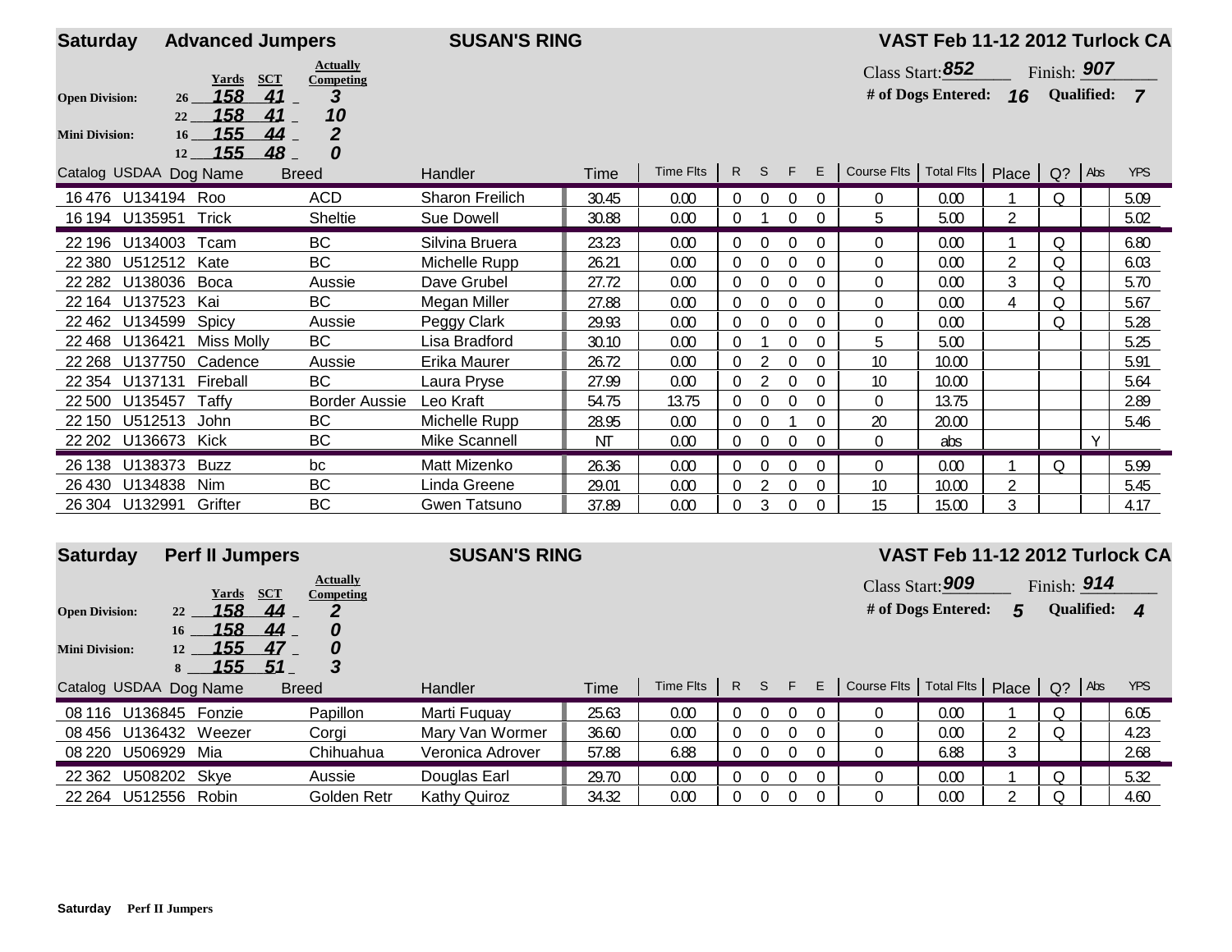## Saturday — Advanced Jumpers — SUSAN'S RING — VAST Feb 11-12 2012 Turlock CA

Class Start: **852** Finish: **907**

**# of Dogs Entered:** 16 **Qualified:** 7

| Division | Height | Yards | SCT | Actually Competing |
|---|---|---|---|---|
| Open Division: | 26 | 158 | 41 | 3 |
| | 22 | 158 | 41 | 10 |
| Mini Division: | 16 | 155 | 44 | 2 |
| | 12 | 155 | 48 | 0 |

| Catalog | USDAA | Dog Name | Breed | Handler | Time | Time Flts | R | S | F | E | Course Flts | Total Flts | Place | Q? | Abs | YPS |
|---|---|---|---|---|---|---|---|---|---|---|---|---|---|---|---|---|
| 16 476 | U134194 | Roo | ACD | Sharon Freilich | 30.45 | 0.00 | 0 | 0 | 0 | 0 | 0 | 0.00 | 1 | Q | | 5.09 |
| 16 194 | U135951 | Trick | Sheltie | Sue Dowell | 30.88 | 0.00 | 0 | 1 | 0 | 0 | 5 | 5.00 | 2 | | | 5.02 |
| 22 196 | U134003 | Tcam | BC | Silvina Bruera | 23.23 | 0.00 | 0 | 0 | 0 | 0 | 0 | 0.00 | 1 | Q | | 6.80 |
| 22 380 | U512512 | Kate | BC | Michelle Rupp | 26.21 | 0.00 | 0 | 0 | 0 | 0 | 0 | 0.00 | 2 | Q | | 6.03 |
| 22 282 | U138036 | Boca | Aussie | Dave Grubel | 27.72 | 0.00 | 0 | 0 | 0 | 0 | 0 | 0.00 | 3 | Q | | 5.70 |
| 22 164 | U137523 | Kai | BC | Megan Miller | 27.88 | 0.00 | 0 | 0 | 0 | 0 | 0 | 0.00 | 4 | Q | | 5.67 |
| 22 462 | U134599 | Spicy | Aussie | Peggy Clark | 29.93 | 0.00 | 0 | 0 | 0 | 0 | 0 | 0.00 | | Q | | 5.28 |
| 22 468 | U136421 | Miss Molly | BC | Lisa Bradford | 30.10 | 0.00 | 0 | 1 | 0 | 0 | 5 | 5.00 | | | | 5.25 |
| 22 268 | U137750 | Cadence | Aussie | Erika Maurer | 26.72 | 0.00 | 0 | 2 | 0 | 0 | 10 | 10.00 | | | | 5.91 |
| 22 354 | U137131 | Fireball | BC | Laura Pryse | 27.99 | 0.00 | 0 | 2 | 0 | 0 | 10 | 10.00 | | | | 5.64 |
| 22 500 | U135457 | Taffy | Border Aussie | Leo Kraft | 54.75 | 13.75 | 0 | 0 | 0 | 0 | 0 | 13.75 | | | | 2.89 |
| 22 150 | U512513 | John | BC | Michelle Rupp | 28.95 | 0.00 | 0 | 0 | 1 | 0 | 20 | 20.00 | | | | 5.46 |
| 22 202 | U136673 | Kick | BC | Mike Scannell | NT | 0.00 | 0 | 0 | 0 | 0 | 0 | abs | | | Y | |
| 26 138 | U138373 | Buzz | bc | Matt Mizenko | 26.36 | 0.00 | 0 | 0 | 0 | 0 | 0 | 0.00 | 1 | Q | | 5.99 |
| 26 430 | U134838 | Nim | BC | Linda Greene | 29.01 | 0.00 | 0 | 2 | 0 | 0 | 10 | 10.00 | 2 | | | 5.45 |
| 26 304 | U132991 | Grifter | BC | Gwen Tatsuno | 37.89 | 0.00 | 0 | 3 | 0 | 0 | 15 | 15.00 | 3 | | | 4.17 |

## Saturday — Perf II Jumpers — SUSAN'S RING — VAST Feb 11-12 2012 Turlock CA

Class Start: **909** Finish: **914**

**# of Dogs Entered:** 5 **Qualified:** 4

| Division | Height | Yards | SCT | Actually Competing |
|---|---|---|---|---|
| Open Division: | 22 | 158 | 44 | 2 |
| | 16 | 158 | 44 | 0 |
| Mini Division: | 12 | 155 | 47 | 0 |
| | 8 | 155 | 51 | 3 |

| Catalog | USDAA | Dog Name | Breed | Handler | Time | Time Flts | R | S | F | E | Course Flts | Total Flts | Place | Q? | Abs | YPS |
|---|---|---|---|---|---|---|---|---|---|---|---|---|---|---|---|---|
| 08 116 | U136845 | Fonzie | Papillon | Marti Fuquay | 25.63 | 0.00 | 0 | 0 | 0 | 0 | 0 | 0.00 | 1 | Q | | 6.05 |
| 08 456 | U136432 | Weezer | Corgi | Mary Van Wormer | 36.60 | 0.00 | 0 | 0 | 0 | 0 | 0 | 0.00 | 2 | Q | | 4.23 |
| 08 220 | U506929 | Mia | Chihuahua | Veronica Adrover | 57.88 | 6.88 | 0 | 0 | 0 | 0 | 0 | 6.88 | 3 | | | 2.68 |
| 22 362 | U508202 | Skye | Aussie | Douglas Earl | 29.70 | 0.00 | 0 | 0 | 0 | 0 | 0 | 0.00 | 1 | Q | | 5.32 |
| 22 264 | U512556 | Robin | Golden Retr | Kathy Quiroz | 34.32 | 0.00 | 0 | 0 | 0 | 0 | 0 | 0.00 | 2 | Q | | 4.60 |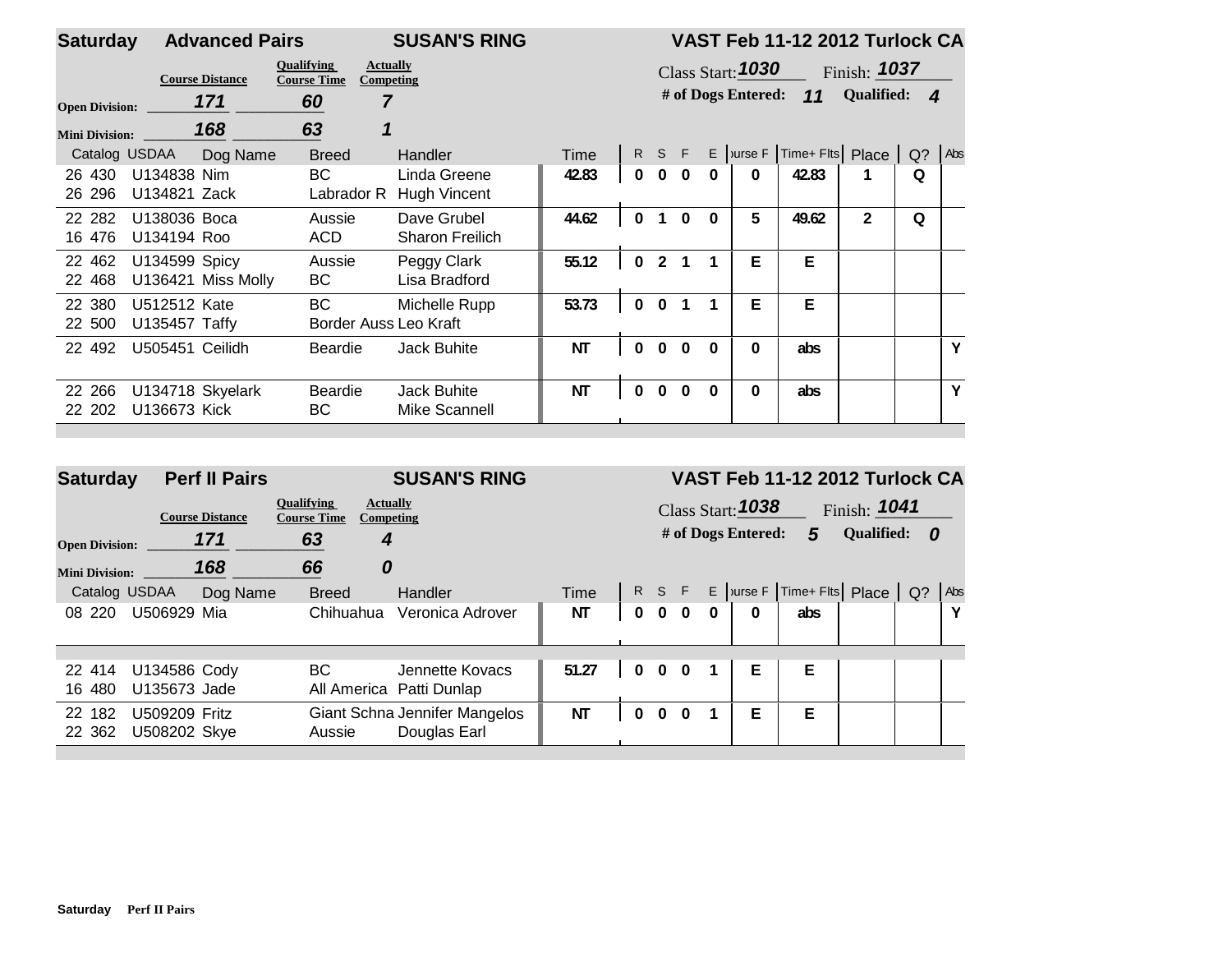**Saturday** **Advanced Pairs** **SUSAN'S RING** **VAST Feb 11-12 2012 Turlock CA**

| | Course Distance | Qualifying Course Time | Actually Competing |
|---|---|---|---|
| Open Division: | 171 | 60 | 7 |
| Mini Division: | 168 | 63 | 1 |

Class Start: 1030 Finish: 1037
\# of Dogs Entered: 11 Qualified: 4

| Catalog | USDAA | Dog Name | Breed | Handler | Time | R | S | F | E | Course F | Time+ Flts | Place | Q? | Abs |
|---|---|---|---|---|---|---|---|---|---|---|---|---|---|---|
| 26 430 | U134838 | Nim | BC | Linda Greene | 42.83 | 0 | 0 | 0 | 0 | 0 | 42.83 | 1 | Q | |
| 26 296 | U134821 | Zack | Labrador R | Hugh Vincent | | | | | | | | | | |
| 22 282 | U138036 | Boca | Aussie | Dave Grubel | 44.62 | 0 | 1 | 0 | 0 | 5 | 49.62 | 2 | Q | |
| 16 476 | U134194 | Roo | ACD | Sharon Freilich | | | | | | | | | | |
| 22 462 | U134599 | Spicy | Aussie | Peggy Clark | 55.12 | 0 | 2 | 1 | 1 | E | E | | | |
| 22 468 | U136421 | Miss Molly | BC | Lisa Bradford | | | | | | | | | | |
| 22 380 | U512512 | Kate | BC | Michelle Rupp | 53.73 | 0 | 0 | 1 | 1 | E | E | | | |
| 22 500 | U135457 | Taffy | Border Auss | Leo Kraft | | | | | | | | | | |
| 22 492 | U505451 | Ceilidh | Beardie | Jack Buhite | NT | 0 | 0 | 0 | 0 | 0 | abs | | | Y |
| 22 266 | U134718 | Skyelark | Beardie | Jack Buhite | NT | 0 | 0 | 0 | 0 | 0 | abs | | | Y |
| 22 202 | U136673 | Kick | BC | Mike Scannell | | | | | | | | | | |

**Saturday** **Perf II Pairs** **SUSAN'S RING** **VAST Feb 11-12 2012 Turlock CA**

| | Course Distance | Qualifying Course Time | Actually Competing |
|---|---|---|---|
| Open Division: | 171 | 63 | 4 |
| Mini Division: | 168 | 66 | 0 |

Class Start: 1038 Finish: 1041
\# of Dogs Entered: 5 Qualified: 0

| Catalog | USDAA | Dog Name | Breed | Handler | Time | R | S | F | E | Course F | Time+ Flts | Place | Q? | Abs |
|---|---|---|---|---|---|---|---|---|---|---|---|---|---|---|
| 08 220 | U506929 | Mia | Chihuahua | Veronica Adrover | NT | 0 | 0 | 0 | 0 | 0 | abs | | | Y |
| 22 414 | U134586 | Cody | BC | Jennette Kovacs | 51.27 | 0 | 0 | 0 | 1 | E | E | | | |
| 16 480 | U135673 | Jade | All America | Patti Dunlap | | | | | | | | | | |
| 22 182 | U509209 | Fritz | Giant Schna | Jennifer Mangelos | NT | 0 | 0 | 0 | 1 | E | E | | | |
| 22 362 | U508202 | Skye | Aussie | Douglas Earl | | | | | | | | | | |